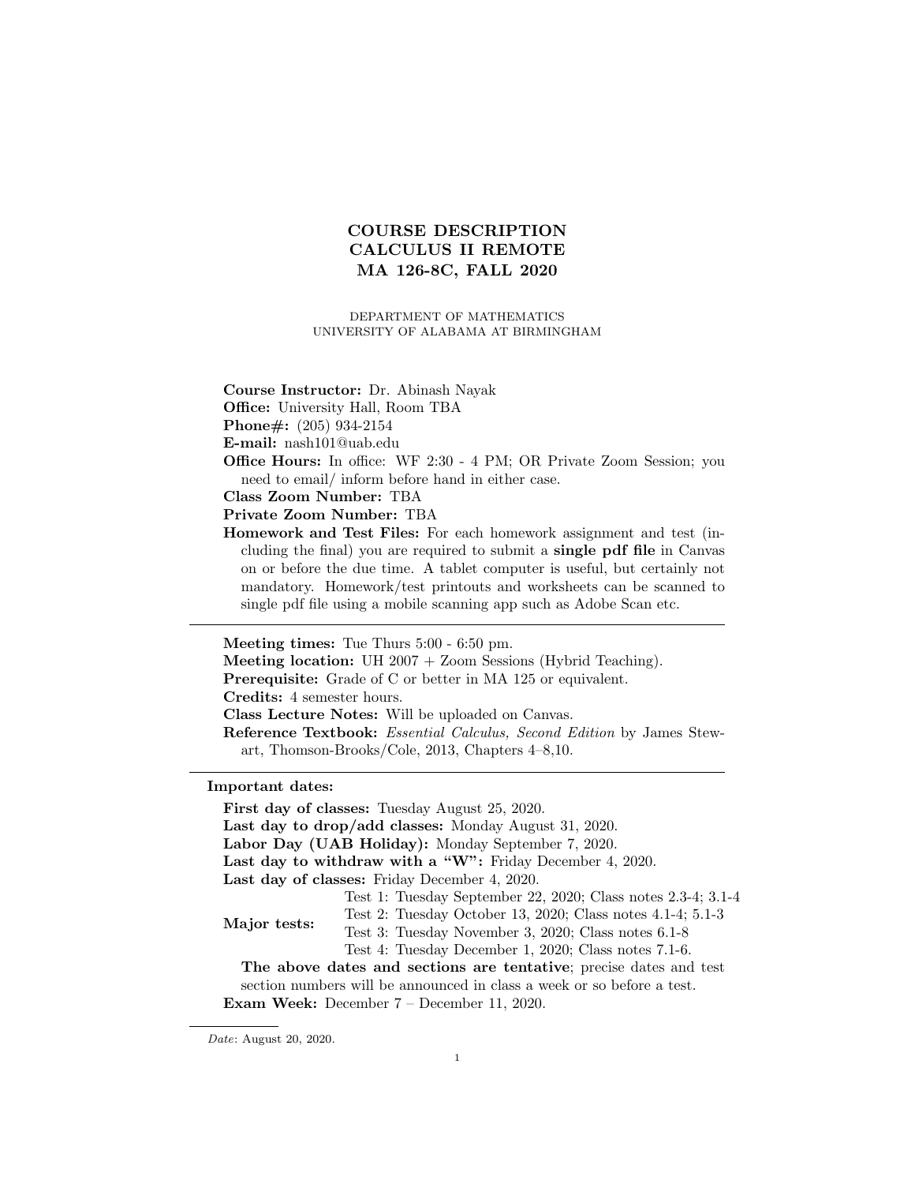# COURSE DESCRIPTION
# CALCULUS II REMOTE
# MA 126-8C, FALL 2020

DEPARTMENT OF MATHEMATICS
UNIVERSITY OF ALABAMA AT BIRMINGHAM

**Course Instructor:** Dr. Abinash Nayak
**Office:** University Hall, Room TBA
**Phone#:** (205) 934-2154
**E-mail:** nash101@uab.edu
**Office Hours:** In office: WF 2:30 - 4 PM; OR Private Zoom Session; you need to email/ inform before hand in either case.
**Class Zoom Number:** TBA
**Private Zoom Number:** TBA
**Homework and Test Files:** For each homework assignment and test (including the final) you are required to submit a **single pdf file** in Canvas on or before the due time. A tablet computer is useful, but certainly not mandatory. Homework/test printouts and worksheets can be scanned to single pdf file using a mobile scanning app such as Adobe Scan etc.

---

**Meeting times:** Tue Thurs 5:00 - 6:50 pm.
**Meeting location:** UH 2007 + Zoom Sessions (Hybrid Teaching).
**Prerequisite:** Grade of C or better in MA 125 or equivalent.
**Credits:** 4 semester hours.
**Class Lecture Notes:** Will be uploaded on Canvas.
**Reference Textbook:** *Essential Calculus, Second Edition* by James Stewart, Thomson-Brooks/Cole, 2013, Chapters 4–8,10.

---

**Important dates:**

**First day of classes:** Tuesday August 25, 2020.
**Last day to drop/add classes:** Monday August 31, 2020.
**Labor Day (UAB Holiday):** Monday September 7, 2020.
**Last day to withdraw with a "W":** Friday December 4, 2020.
**Last day of classes:** Friday December 4, 2020.

**Major tests:**
- Test 1: Tuesday September 22, 2020; Class notes 2.3-4; 3.1-4
- Test 2: Tuesday October 13, 2020; Class notes 4.1-4; 5.1-3
- Test 3: Tuesday November 3, 2020; Class notes 6.1-8
- Test 4: Tuesday December 1, 2020; Class notes 7.1-6.

**The above dates and sections are tentative**; precise dates and test section numbers will be announced in class a week or so before a test.

**Exam Week:** December 7 – December 11, 2020.

*Date*: August 20, 2020.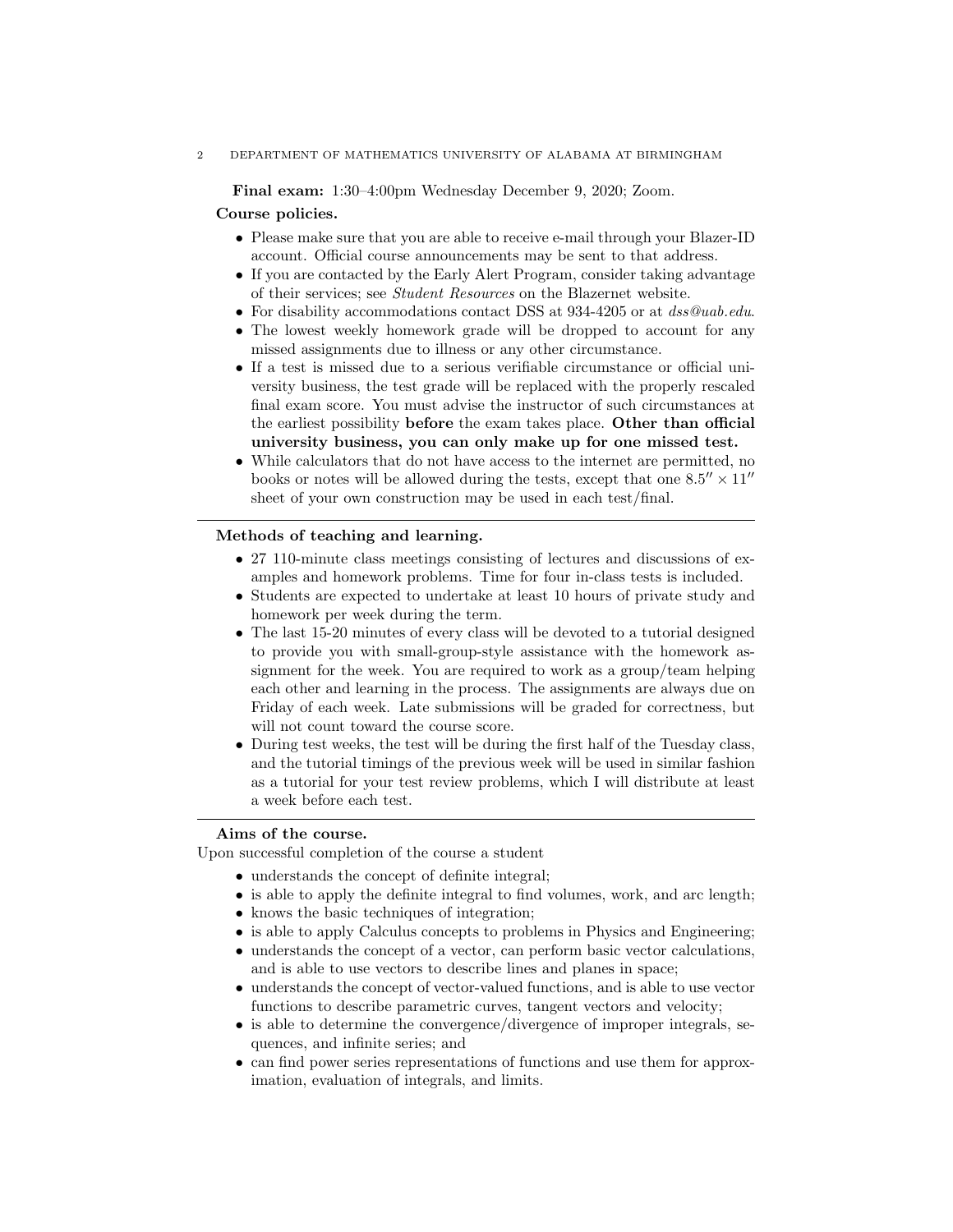**Final exam:** 1:30–4:00pm Wednesday December 9, 2020; Zoom.

**Course policies.**

- Please make sure that you are able to receive e-mail through your Blazer-ID account. Official course announcements may be sent to that address.
- If you are contacted by the Early Alert Program, consider taking advantage of their services; see *Student Resources* on the Blazernet website.
- For disability accommodations contact DSS at 934-4205 or at *dss@uab.edu*.
- The lowest weekly homework grade will be dropped to account for any missed assignments due to illness or any other circumstance.
- If a test is missed due to a serious verifiable circumstance or official university business, the test grade will be replaced with the properly rescaled final exam score. You must advise the instructor of such circumstances at the earliest possibility **before** the exam takes place. **Other than official university business, you can only make up for one missed test.**
- While calculators that do not have access to the internet are permitted, no books or notes will be allowed during the tests, except that one $8.5'' \times 11''$ sheet of your own construction may be used in each test/final.

---

**Methods of teaching and learning.**

- 27 110-minute class meetings consisting of lectures and discussions of examples and homework problems. Time for four in-class tests is included.
- Students are expected to undertake at least 10 hours of private study and homework per week during the term.
- The last 15-20 minutes of every class will be devoted to a tutorial designed to provide you with small-group-style assistance with the homework assignment for the week. You are required to work as a group/team helping each other and learning in the process. The assignments are always due on Friday of each week. Late submissions will be graded for correctness, but will not count toward the course score.
- During test weeks, the test will be during the first half of the Tuesday class, and the tutorial timings of the previous week will be used in similar fashion as a tutorial for your test review problems, which I will distribute at least a week before each test.

---

**Aims of the course.**

Upon successful completion of the course a student

- understands the concept of definite integral;
- is able to apply the definite integral to find volumes, work, and arc length;
- knows the basic techniques of integration;
- is able to apply Calculus concepts to problems in Physics and Engineering;
- understands the concept of a vector, can perform basic vector calculations, and is able to use vectors to describe lines and planes in space;
- understands the concept of vector-valued functions, and is able to use vector functions to describe parametric curves, tangent vectors and velocity;
- is able to determine the convergence/divergence of improper integrals, sequences, and infinite series; and
- can find power series representations of functions and use them for approximation, evaluation of integrals, and limits.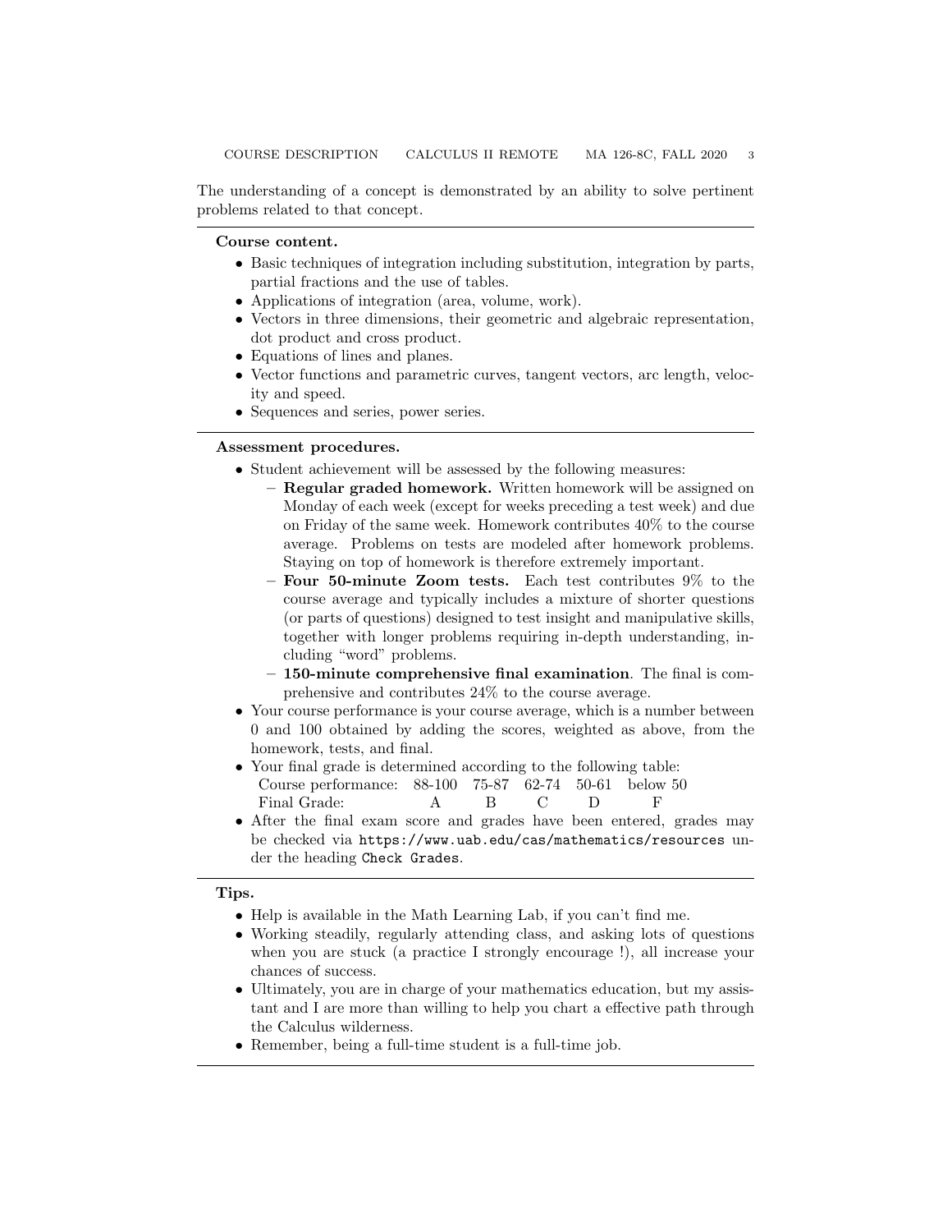The understanding of a concept is demonstrated by an ability to solve pertinent problems related to that concept.

---

**Course content.**

- Basic techniques of integration including substitution, integration by parts, partial fractions and the use of tables.
- Applications of integration (area, volume, work).
- Vectors in three dimensions, their geometric and algebraic representation, dot product and cross product.
- Equations of lines and planes.
- Vector functions and parametric curves, tangent vectors, arc length, velocity and speed.
- Sequences and series, power series.

---

**Assessment procedures.**

- Student achievement will be assessed by the following measures:
  - **Regular graded homework.** Written homework will be assigned on Monday of each week (except for weeks preceding a test week) and due on Friday of the same week. Homework contributes 40% to the course average. Problems on tests are modeled after homework problems. Staying on top of homework is therefore extremely important.
  - **Four 50-minute Zoom tests.** Each test contributes 9% to the course average and typically includes a mixture of shorter questions (or parts of questions) designed to test insight and manipulative skills, together with longer problems requiring in-depth understanding, including "word" problems.
  - **150-minute comprehensive final examination**. The final is comprehensive and contributes 24% to the course average.
- Your course performance is your course average, which is a number between 0 and 100 obtained by adding the scores, weighted as above, from the homework, tests, and final.
- Your final grade is determined according to the following table:

| Course performance: | 88-100 | 75-87 | 62-74 | 50-61 | below 50 |
|---|---|---|---|---|---|
| Final Grade: | A | B | C | D | F |

- After the final exam score and grades have been entered, grades may be checked via `https://www.uab.edu/cas/mathematics/resources` under the heading `Check Grades`.

---

**Tips.**

- Help is available in the Math Learning Lab, if you can't find me.
- Working steadily, regularly attending class, and asking lots of questions when you are stuck (a practice I strongly encourage !), all increase your chances of success.
- Ultimately, you are in charge of your mathematics education, but my assistant and I are more than willing to help you chart a effective path through the Calculus wilderness.
- Remember, being a full-time student is a full-time job.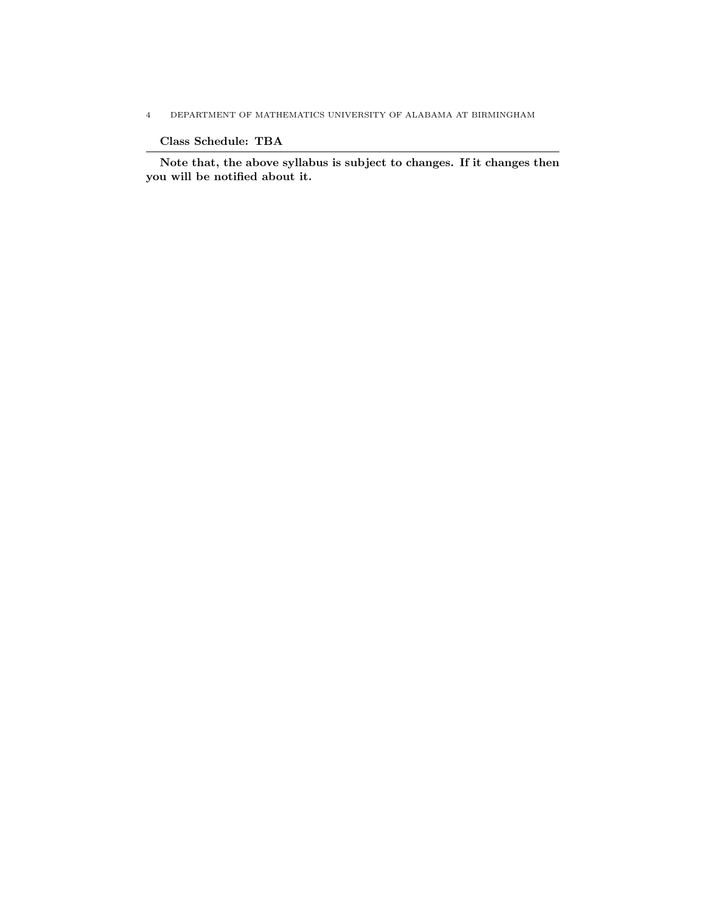**Class Schedule: TBA**

---

**Note that, the above syllabus is subject to changes. If it changes then you will be notified about it.**